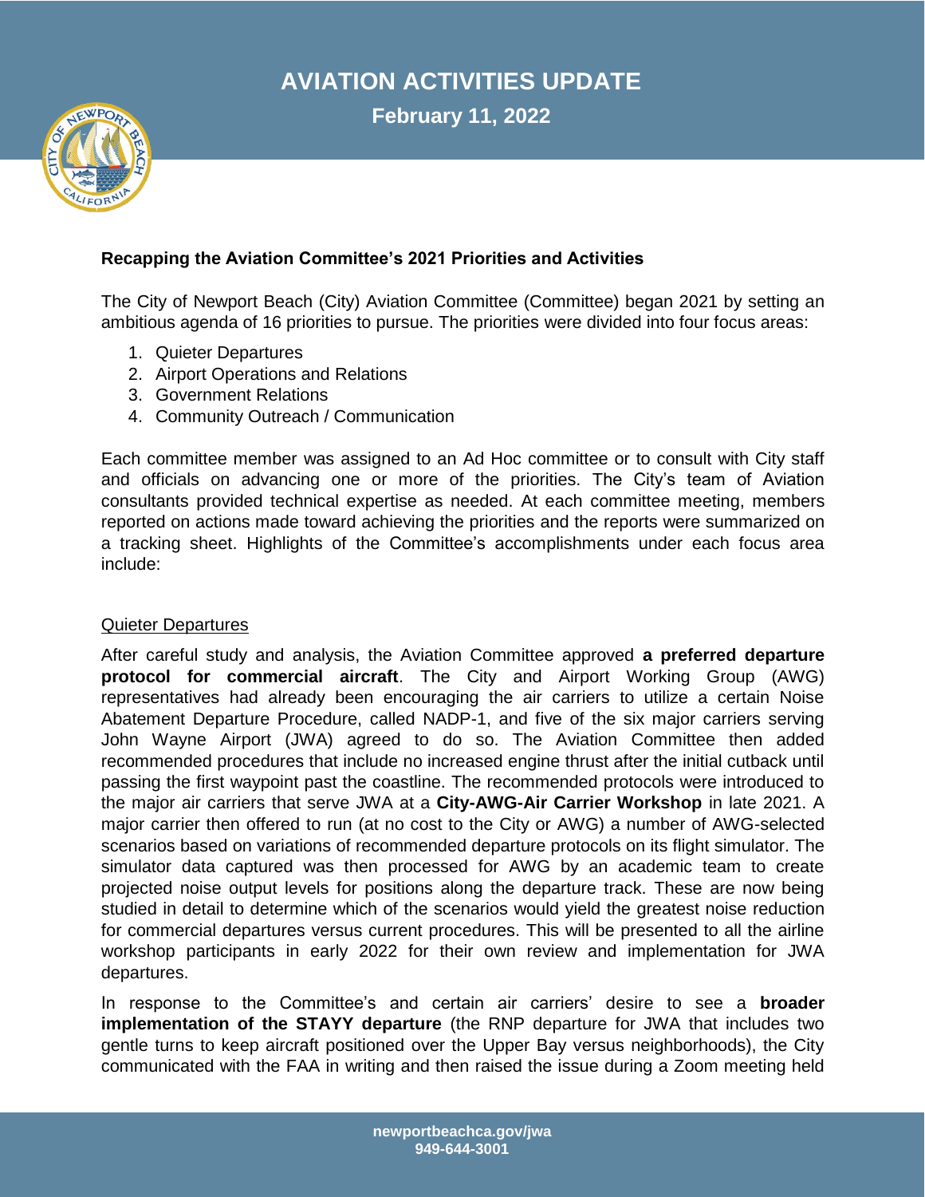# AVIATION ACTIVITIES UPDATE

## February 11, 2022

### Recapping the Aviation Committee's 2021 Priorities and Activities

The City of Newport Beach (City) Aviation Committee (Committee) began 2021 by setting an ambitious agenda of 16 priorities to pursue. The priorities were divided into four focus areas:

1. Quieter Departures
2. Airport Operations and Relations
3. Government Relations
4. Community Outreach / Communication

Each committee member was assigned to an Ad Hoc committee or to consult with City staff and officials on advancing one or more of the priorities. The City's team of Aviation consultants provided technical expertise as needed. At each committee meeting, members reported on actions made toward achieving the priorities and the reports were summarized on a tracking sheet. Highlights of the Committee's accomplishments under each focus area include:

<u>Quieter Departures</u>

After careful study and analysis, the Aviation Committee approved **a preferred departure protocol for commercial aircraft**. The City and Airport Working Group (AWG) representatives had already been encouraging the air carriers to utilize a certain Noise Abatement Departure Procedure, called NADP-1, and five of the six major carriers serving John Wayne Airport (JWA) agreed to do so. The Aviation Committee then added recommended procedures that include no increased engine thrust after the initial cutback until passing the first waypoint past the coastline. The recommended protocols were introduced to the major air carriers that serve JWA at a **City-AWG-Air Carrier Workshop** in late 2021. A major carrier then offered to run (at no cost to the City or AWG) a number of AWG-selected scenarios based on variations of recommended departure protocols on its flight simulator. The simulator data captured was then processed for AWG by an academic team to create projected noise output levels for positions along the departure track. These are now being studied in detail to determine which of the scenarios would yield the greatest noise reduction for commercial departures versus current procedures. This will be presented to all the airline workshop participants in early 2022 for their own review and implementation for JWA departures.

In response to the Committee's and certain air carriers' desire to see a **broader implementation of the STAYY departure** (the RNP departure for JWA that includes two gentle turns to keep aircraft positioned over the Upper Bay versus neighborhoods), the City communicated with the FAA in writing and then raised the issue during a Zoom meeting held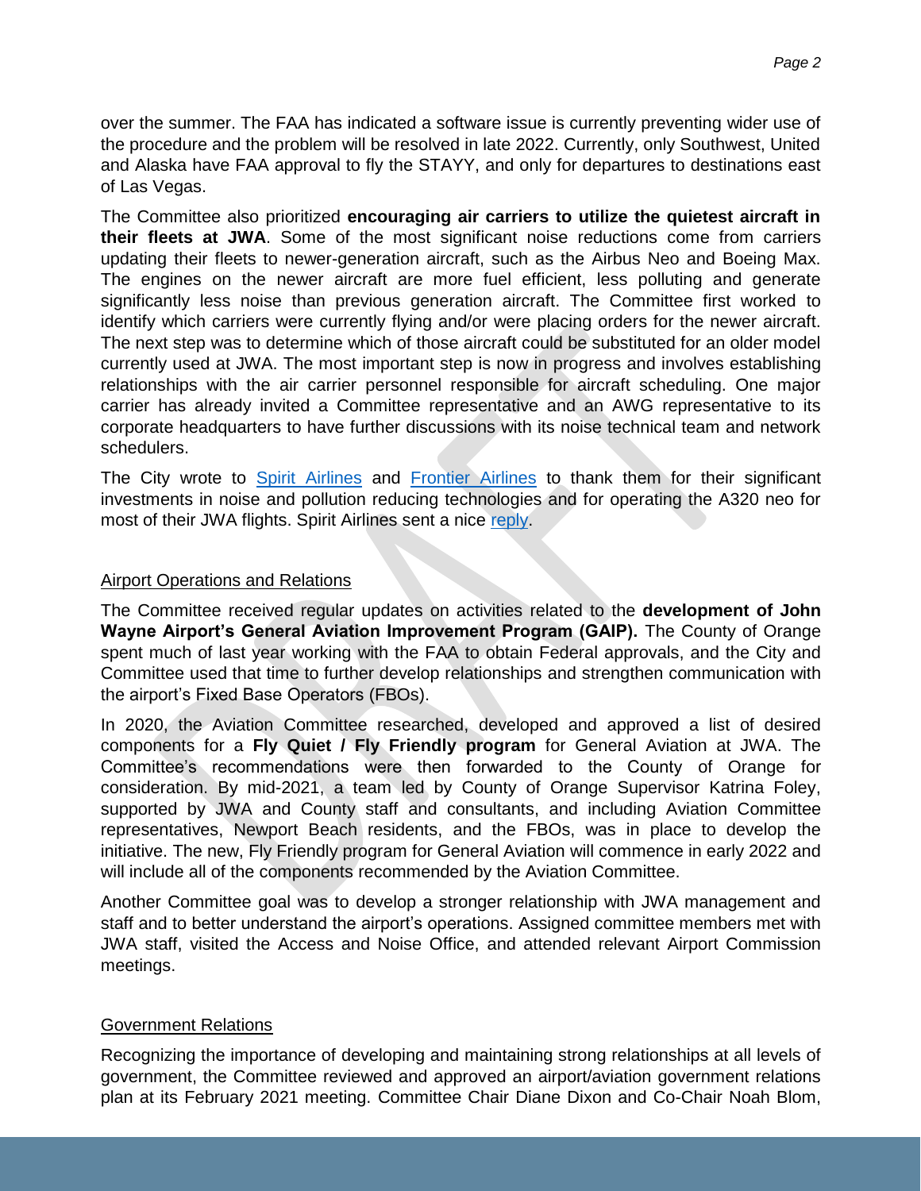over the summer. The FAA has indicated a software issue is currently preventing wider use of the procedure and the problem will be resolved in late 2022. Currently, only Southwest, United and Alaska have FAA approval to fly the STAYY, and only for departures to destinations east of Las Vegas.

The Committee also prioritized **encouraging air carriers to utilize the quietest aircraft in their fleets at JWA**. Some of the most significant noise reductions come from carriers updating their fleets to newer-generation aircraft, such as the Airbus Neo and Boeing Max. The engines on the newer aircraft are more fuel efficient, less polluting and generate significantly less noise than previous generation aircraft. The Committee first worked to identify which carriers were currently flying and/or were placing orders for the newer aircraft. The next step was to determine which of those aircraft could be substituted for an older model currently used at JWA. The most important step is now in progress and involves establishing relationships with the air carrier personnel responsible for aircraft scheduling. One major carrier has already invited a Committee representative and an AWG representative to its corporate headquarters to have further discussions with its noise technical team and network schedulers.

The City wrote to Spirit Airlines and Frontier Airlines to thank them for their significant investments in noise and pollution reducing technologies and for operating the A320 neo for most of their JWA flights. Spirit Airlines sent a nice reply.

## Airport Operations and Relations

The Committee received regular updates on activities related to the **development of John Wayne Airport's General Aviation Improvement Program (GAIP).** The County of Orange spent much of last year working with the FAA to obtain Federal approvals, and the City and Committee used that time to further develop relationships and strengthen communication with the airport's Fixed Base Operators (FBOs).

In 2020, the Aviation Committee researched, developed and approved a list of desired components for a **Fly Quiet / Fly Friendly program** for General Aviation at JWA. The Committee's recommendations were then forwarded to the County of Orange for consideration. By mid-2021, a team led by County of Orange Supervisor Katrina Foley, supported by JWA and County staff and consultants, and including Aviation Committee representatives, Newport Beach residents, and the FBOs, was in place to develop the initiative. The new, Fly Friendly program for General Aviation will commence in early 2022 and will include all of the components recommended by the Aviation Committee.

Another Committee goal was to develop a stronger relationship with JWA management and staff and to better understand the airport's operations. Assigned committee members met with JWA staff, visited the Access and Noise Office, and attended relevant Airport Commission meetings.

## Government Relations

Recognizing the importance of developing and maintaining strong relationships at all levels of government, the Committee reviewed and approved an airport/aviation government relations plan at its February 2021 meeting. Committee Chair Diane Dixon and Co-Chair Noah Blom,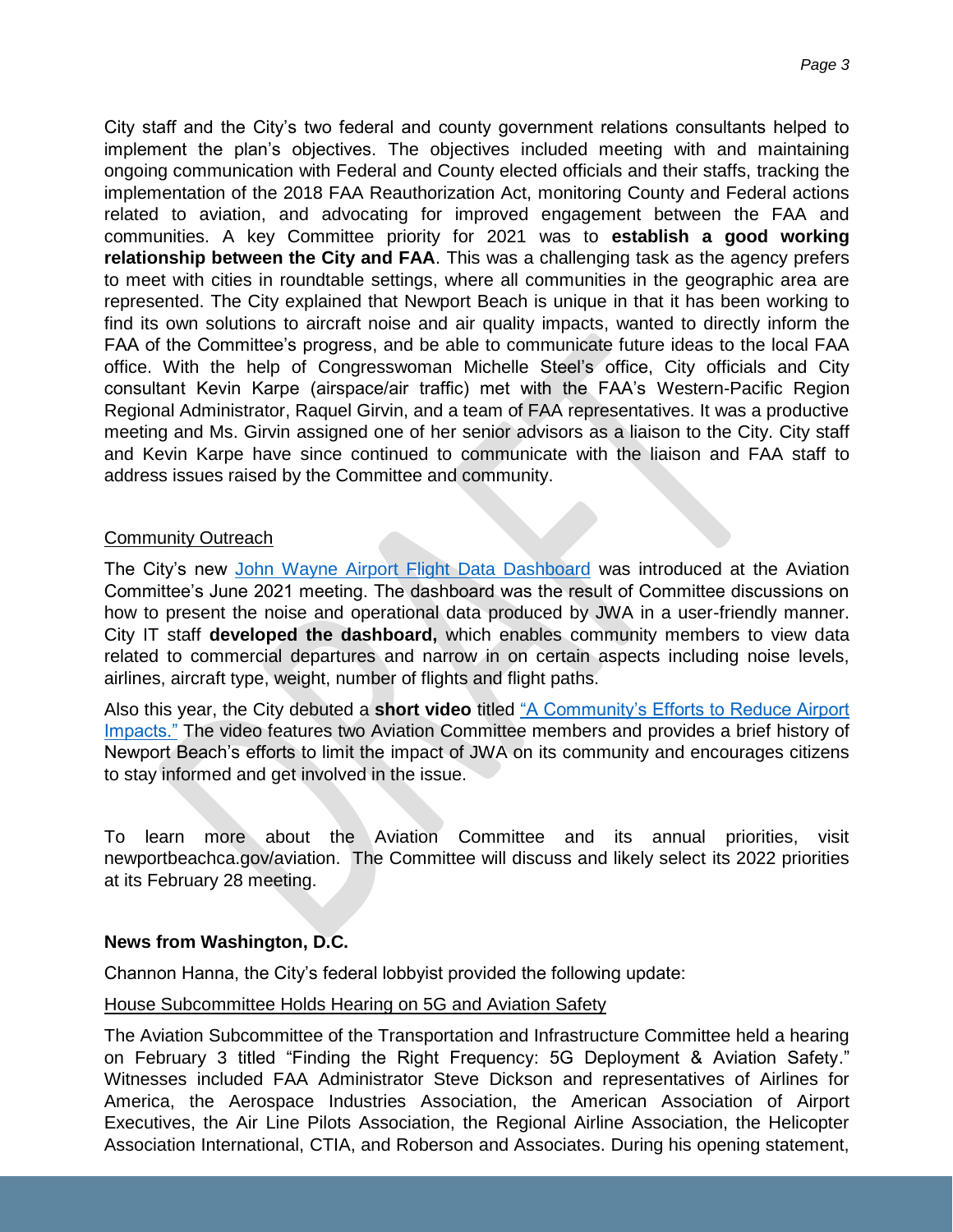City staff and the City's two federal and county government relations consultants helped to implement the plan's objectives. The objectives included meeting with and maintaining ongoing communication with Federal and County elected officials and their staffs, tracking the implementation of the 2018 FAA Reauthorization Act, monitoring County and Federal actions related to aviation, and advocating for improved engagement between the FAA and communities. A key Committee priority for 2021 was to **establish a good working relationship between the City and FAA**. This was a challenging task as the agency prefers to meet with cities in roundtable settings, where all communities in the geographic area are represented. The City explained that Newport Beach is unique in that it has been working to find its own solutions to aircraft noise and air quality impacts, wanted to directly inform the FAA of the Committee's progress, and be able to communicate future ideas to the local FAA office. With the help of Congresswoman Michelle Steel's office, City officials and City consultant Kevin Karpe (airspace/air traffic) met with the FAA's Western-Pacific Region Regional Administrator, Raquel Girvin, and a team of FAA representatives. It was a productive meeting and Ms. Girvin assigned one of her senior advisors as a liaison to the City. City staff and Kevin Karpe have since continued to communicate with the liaison and FAA staff to address issues raised by the Committee and community.

Community Outreach

The City's new John Wayne Airport Flight Data Dashboard was introduced at the Aviation Committee's June 2021 meeting. The dashboard was the result of Committee discussions on how to present the noise and operational data produced by JWA in a user-friendly manner. City IT staff **developed the dashboard,** which enables community members to view data related to commercial departures and narrow in on certain aspects including noise levels, airlines, aircraft type, weight, number of flights and flight paths.

Also this year, the City debuted a **short video** titled "A Community's Efforts to Reduce Airport Impacts." The video features two Aviation Committee members and provides a brief history of Newport Beach's efforts to limit the impact of JWA on its community and encourages citizens to stay informed and get involved in the issue.

To learn more about the Aviation Committee and its annual priorities, visit newportbeachca.gov/aviation. The Committee will discuss and likely select its 2022 priorities at its February 28 meeting.

**News from Washington, D.C.**

Channon Hanna, the City's federal lobbyist provided the following update:

House Subcommittee Holds Hearing on 5G and Aviation Safety

The Aviation Subcommittee of the Transportation and Infrastructure Committee held a hearing on February 3 titled "Finding the Right Frequency: 5G Deployment & Aviation Safety." Witnesses included FAA Administrator Steve Dickson and representatives of Airlines for America, the Aerospace Industries Association, the American Association of Airport Executives, the Air Line Pilots Association, the Regional Airline Association, the Helicopter Association International, CTIA, and Roberson and Associates. During his opening statement,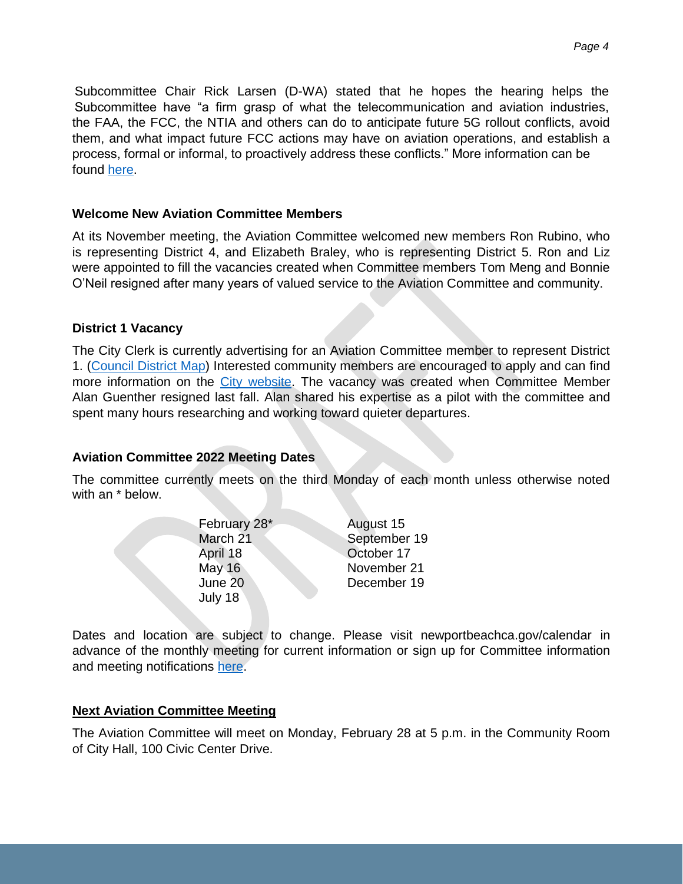Subcommittee Chair Rick Larsen (D-WA) stated that he hopes the hearing helps the Subcommittee have "a firm grasp of what the telecommunication and aviation industries, the FAA, the FCC, the NTIA and others can do to anticipate future 5G rollout conflicts, avoid them, and what impact future FCC actions may have on aviation operations, and establish a process, formal or informal, to proactively address these conflicts." More information can be found here.

**Welcome New Aviation Committee Members**

At its November meeting, the Aviation Committee welcomed new members Ron Rubino, who is representing District 4, and Elizabeth Braley, who is representing District 5. Ron and Liz were appointed to fill the vacancies created when Committee members Tom Meng and Bonnie O'Neil resigned after many years of valued service to the Aviation Committee and community.

**District 1 Vacancy**

The City Clerk is currently advertising for an Aviation Committee member to represent District 1. (Council District Map) Interested community members are encouraged to apply and can find more information on the City website. The vacancy was created when Committee Member Alan Guenther resigned last fall. Alan shared his expertise as a pilot with the committee and spent many hours researching and working toward quieter departures.

**Aviation Committee 2022 Meeting Dates**

The committee currently meets on the third Monday of each month unless otherwise noted with an * below.

| | |
|---|---|
| February 28* | August 15 |
| March 21 | September 19 |
| April 18 | October 17 |
| May 16 | November 21 |
| June 20 | December 19 |
| July 18 | |

Dates and location are subject to change. Please visit newportbeachca.gov/calendar in advance of the monthly meeting for current information or sign up for Committee information and meeting notifications here.

**Next Aviation Committee Meeting**

The Aviation Committee will meet on Monday, February 28 at 5 p.m. in the Community Room of City Hall, 100 Civic Center Drive.